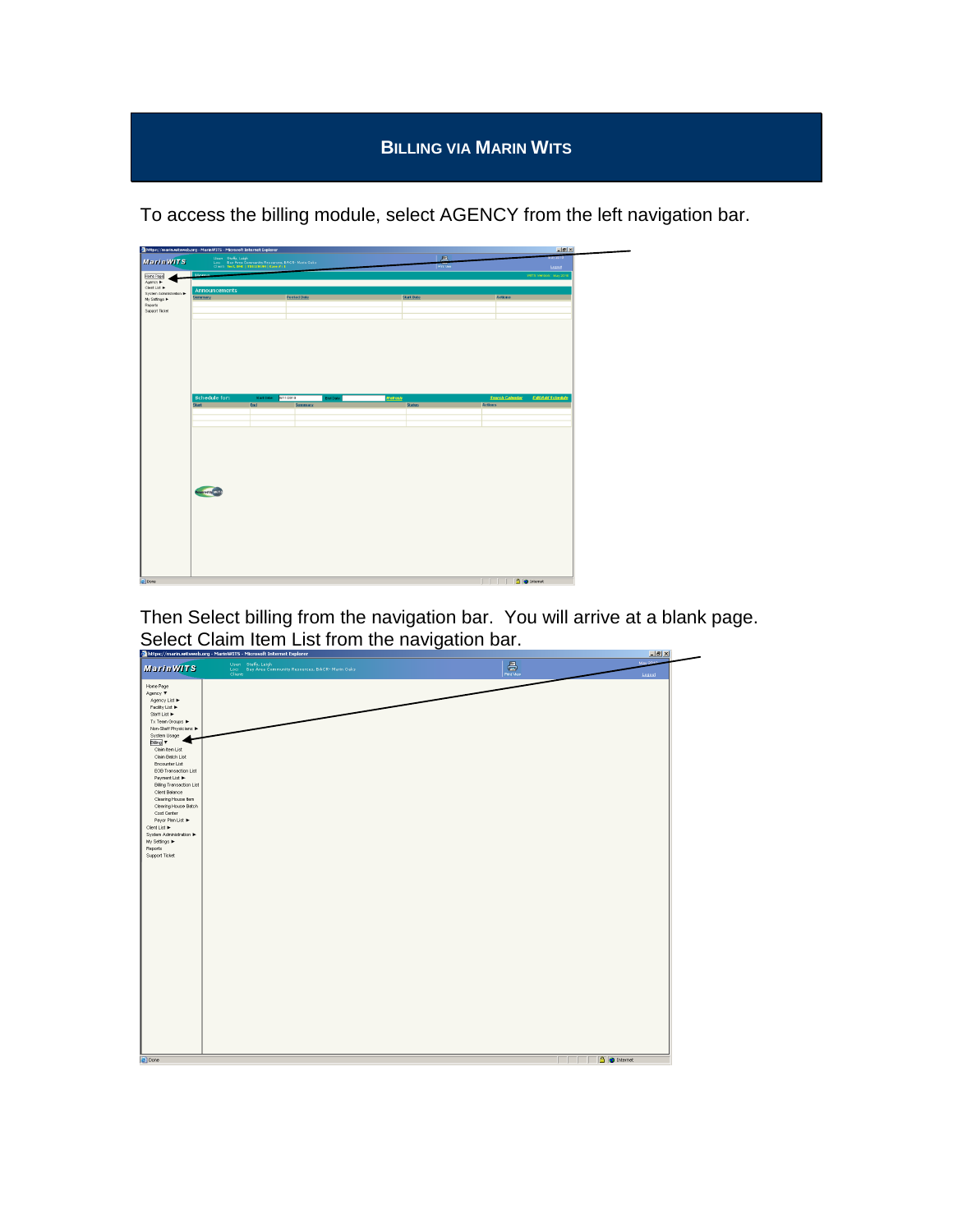# Billing via Marin WITS

To access the billing module, select AGENCY from the left navigation bar.

Then Select billing from the navigation bar. You will arrive at a blank page. Select Claim Item List from the navigation bar.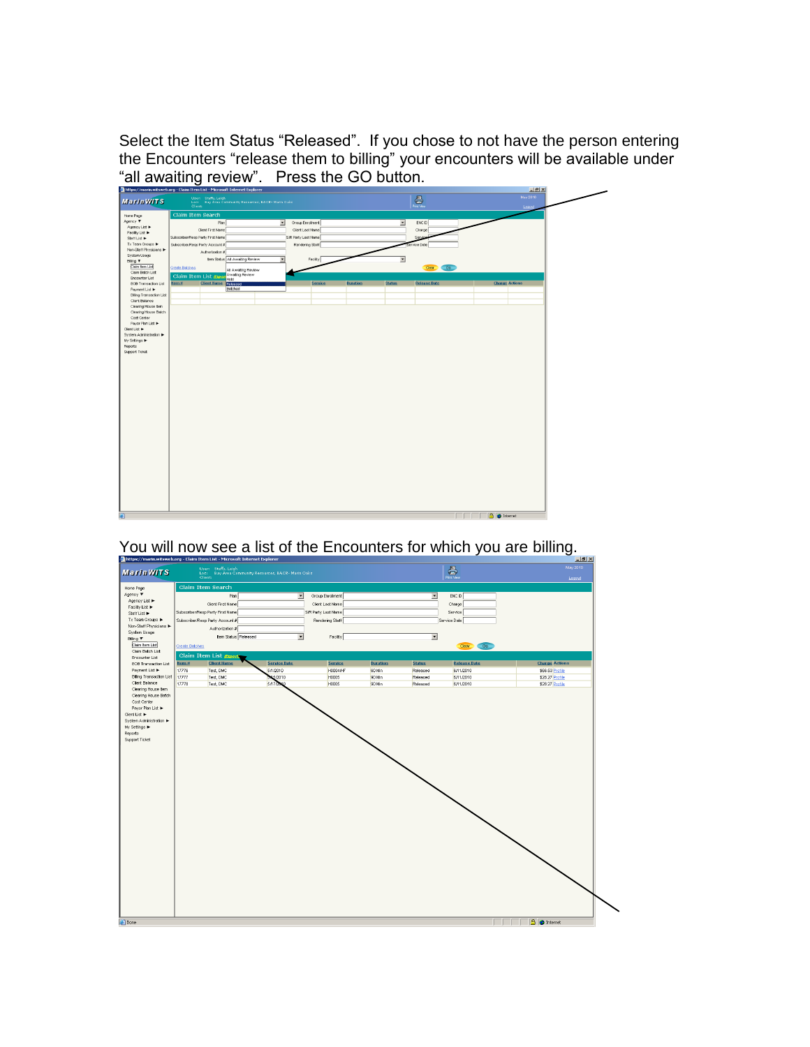Select the Item Status "Released". If you chose to not have the person entering the Encounters "release them to billing" your encounters will be available under "all awaiting review". Press the GO button.

You will now see a list of the Encounters for which you are billing.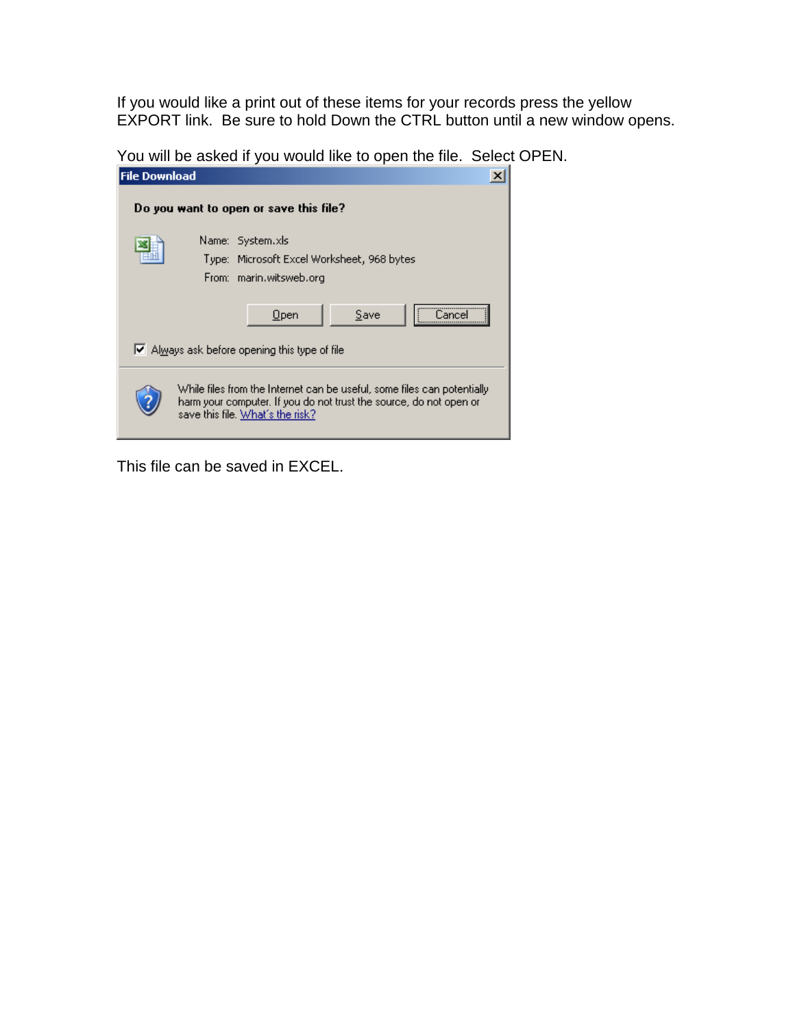If you would like a print out of these items for your records press the yellow EXPORT link. Be sure to hold Down the CTRL button until a new window opens.

You will be asked if you would like to open the file. Select OPEN.

**File Download**

**Do you want to open or save this file?**

Name: System.xls
Type: Microsoft Excel Worksheet, 968 bytes
From: marin.witsweb.org

Open | Save | Cancel

☑ Always ask before opening this type of file

While files from the Internet can be useful, some files can potentially harm your computer. If you do not trust the source, do not open or save this file. What's the risk?

This file can be saved in EXCEL.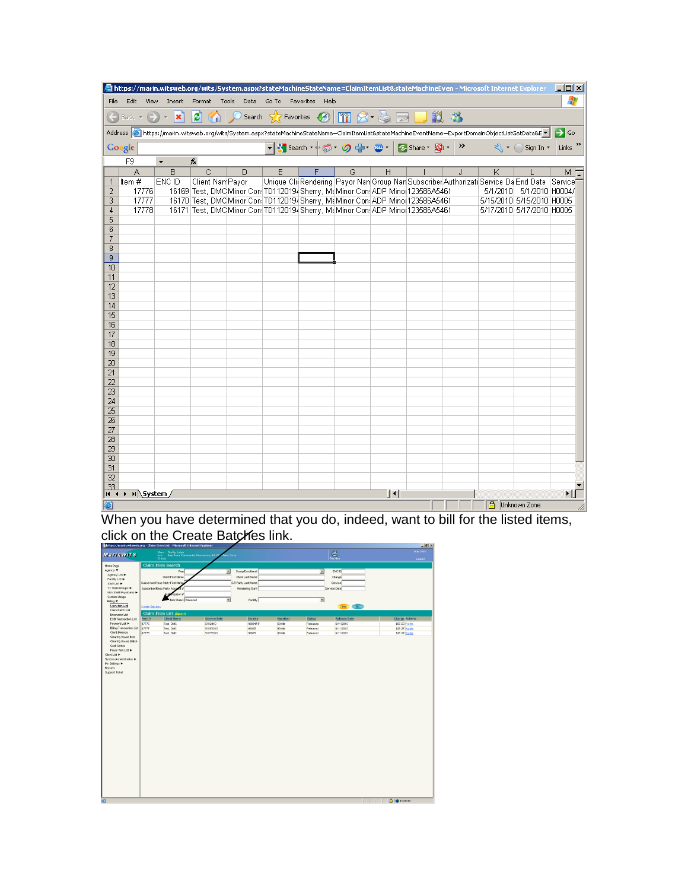When you have determined that you do, indeed, want to bill for the listed items, click on the Create Batches link.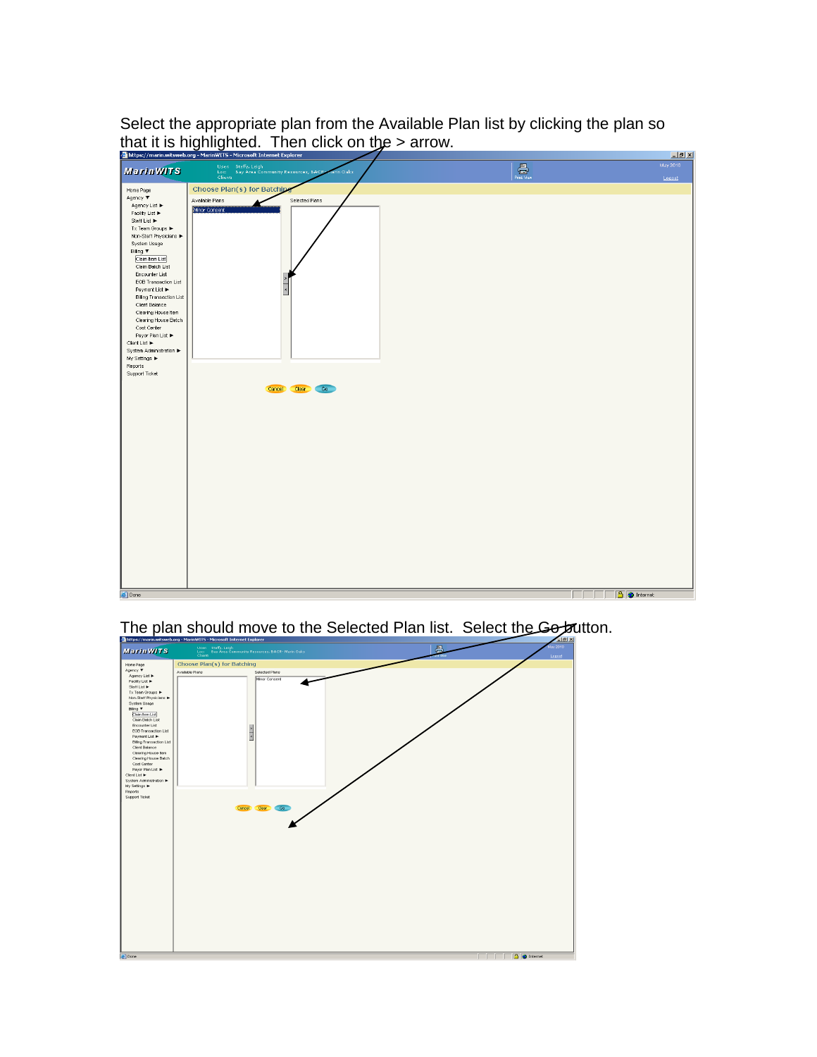Select the appropriate plan from the Available Plan list by clicking the plan so that it is highlighted. Then click on the > arrow.

The plan should move to the Selected Plan list. Select the Go button.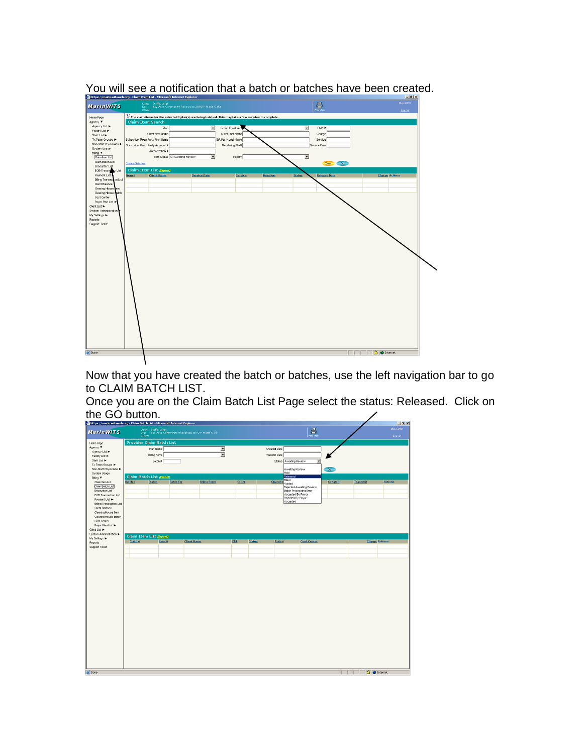You will see a notification that a batch or batches have been created.

Now that you have created the batch or batches, use the left navigation bar to go to CLAIM BATCH LIST.

Once you are on the Claim Batch List Page select the status: Released. Click on the GO button.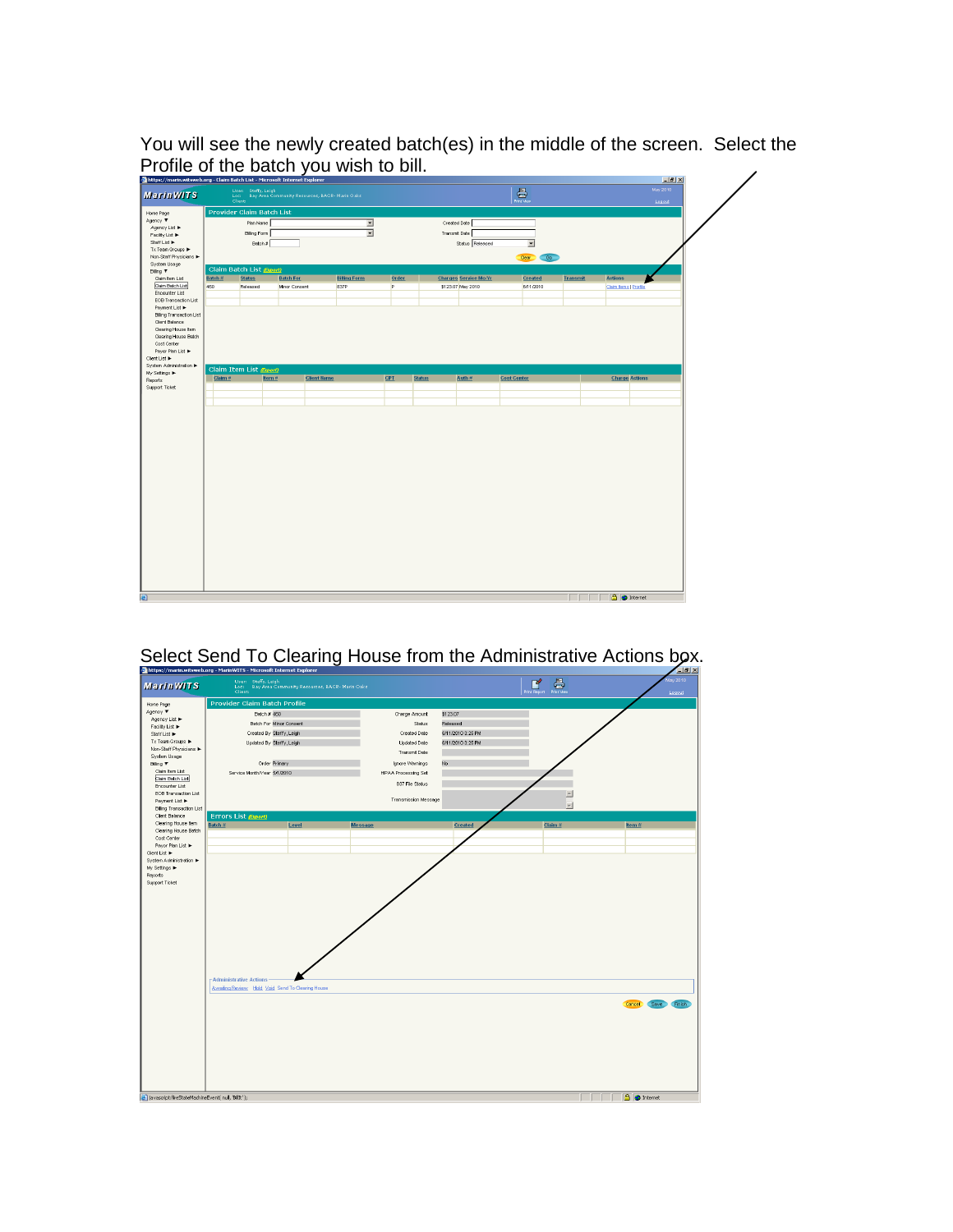You will see the newly created batch(es) in the middle of the screen. Select the Profile of the batch you wish to bill.

Select Send To Clearing House from the Administrative Actions box.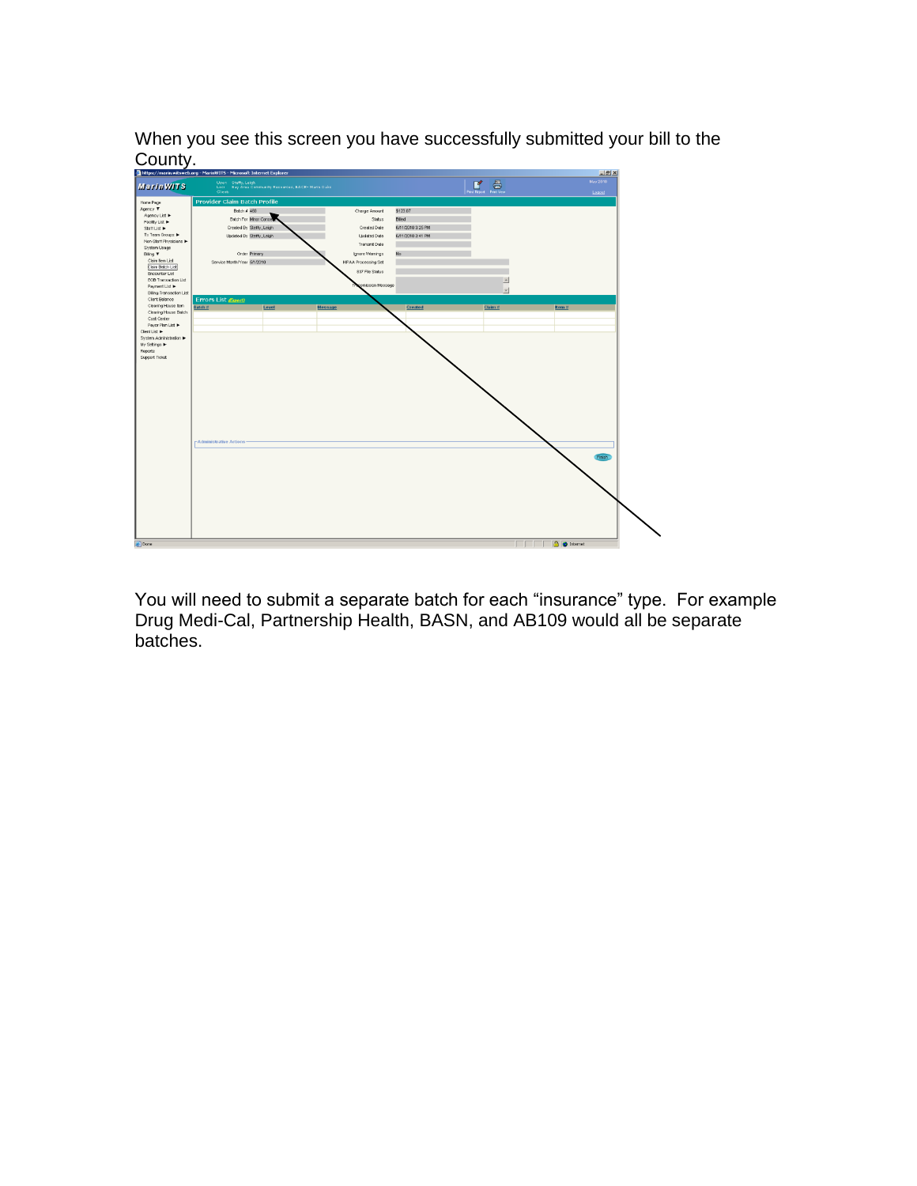When you see this screen you have successfully submitted your bill to the County.

You will need to submit a separate batch for each “insurance” type. For example Drug Medi-Cal, Partnership Health, BASN, and AB109 would all be separate batches.